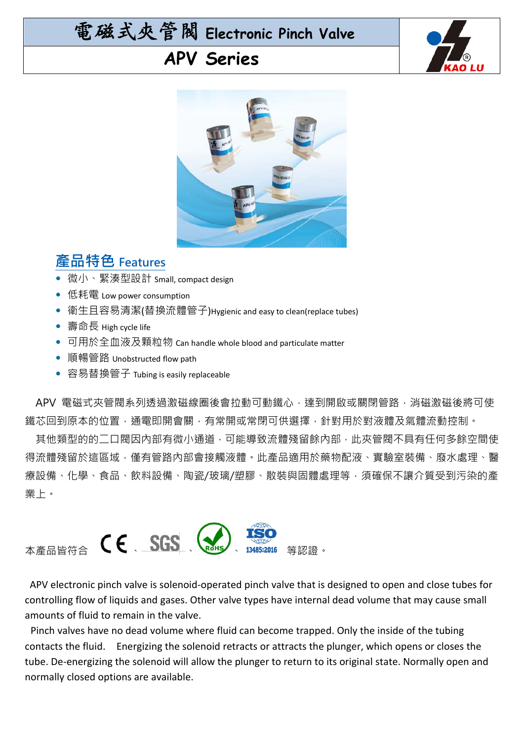# 電磁式夾管閥 Electronic Pinch Valve

## APV Series

KAO LU

## 產品特色 Features

- 微小、緊湊型設計 Small, compact design
- 低耗電 Low power consumption
- 衛生且容易清潔(替換流體管子)Hygienic and easy to clean(replace tubes)
- 壽命長 High cycle life
- 可用於全血液及顆粒物 Can handle whole blood and particulate matter
- 順暢管路 Unobstructed flow path
- 容易替換管子 Tubing is easily replaceable

APV 電磁式夾管閥系列透過激磁線圈後會拉動可動鐵心，達到開啟或關閉管路，消磁激磁後將可使鐵芯回到原本的位置，通電即開會關，有常開或常閉可供選擇，針對用於對液體及氣體流動控制。

其他類型的的二口閥因內部有微小通道，可能導致流體殘留餘內部，此夾管閥不具有任何多餘空間使得流體殘留於這區域，僅有管路內部會接觸液體。此產品適用於藥物配液、實驗室裝備、廢水處理、醫療設備、化學、食品、飲料設備、陶瓷/玻璃/塑膠、散裝與固體處理等，須確保不讓介質受到污染的產業上。

本產品皆符合 CE、SGS、RoHS、ISO 13485:2016 等認證。

APV electronic pinch valve is solenoid-operated pinch valve that is designed to open and close tubes for controlling flow of liquids and gases. Other valve types have internal dead volume that may cause small amounts of fluid to remain in the valve.

Pinch valves have no dead volume where fluid can become trapped. Only the inside of the tubing contacts the fluid. Energizing the solenoid retracts or attracts the plunger, which opens or closes the tube. De-energizing the solenoid will allow the plunger to return to its original state. Normally open and normally closed options are available.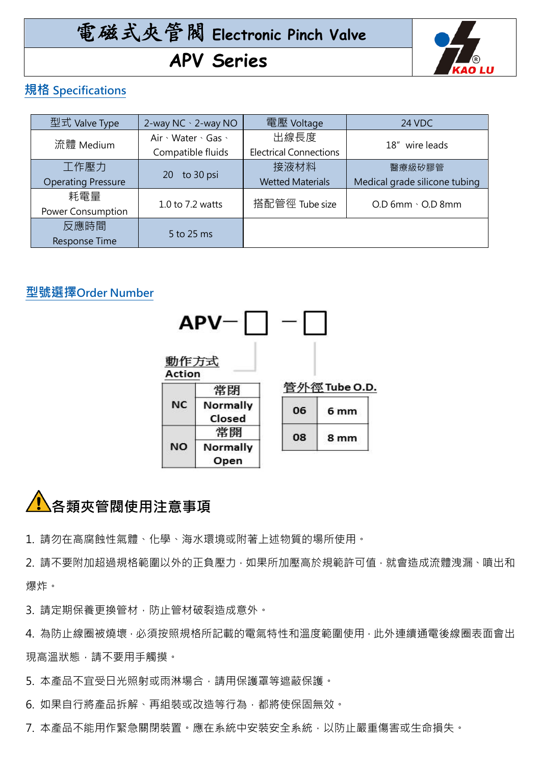# 電磁式夾管閥 Electronic Pinch Valve

## APV Series

### 規格 Specifications

| 型式 Valve Type | 2-way NC、2-way NO | 電壓 Voltage | 24 VDC |
|---|---|---|---|
| 流體 Medium | Air、Water、Gas、Compatible fluids | 出線長度 Electrical Connections | 18" wire leads |
| 工作壓力 Operating Pressure | 20 to 30 psi | 接液材料 Wetted Materials | 醫療級矽膠管 Medical grade silicone tubing |
| 耗電量 Power Consumption | 1.0 to 7.2 watts | 搭配管徑 Tube size | O.D 6mm、O.D 8mm |
| 反應時間 Response Time | 5 to 25 ms | | |

### 型號選擇Order Number

APV－□ －□

動作方式 Action

| | |
|---|---|
| NC | 常閉 Normally Closed |
| NO | 常開 Normally Open |

管外徑 Tube O.D.

| | |
|---|---|
| 06 | 6 mm |
| 08 | 8 mm |

## ⚠各類夾管閥使用注意事項

1. 請勿在高腐蝕性氣體、化學、海水環境或附著上述物質的場所使用。
2. 請不要附加超過規格範圍以外的正負壓力，如果所加壓高於規範許可值，就會造成流體洩漏、噴出和爆炸。
3. 請定期保養更換管材，防止管材破裂造成意外。
4. 為防止線圈被燒壞，必須按照規格所記載的電氣特性和溫度範圍使用，此外連續通電後線圈表面會出現高溫狀態，請不要用手觸摸。
5. 本產品不宜受日光照射或雨淋場合，請用保護罩等遮蔽保護。
6. 如果自行將產品拆解、再組裝或改造等行為，都將使保固無效。
7. 本產品不能用作緊急關閉裝置。應在系統中安裝安全系統，以防止嚴重傷害或生命損失。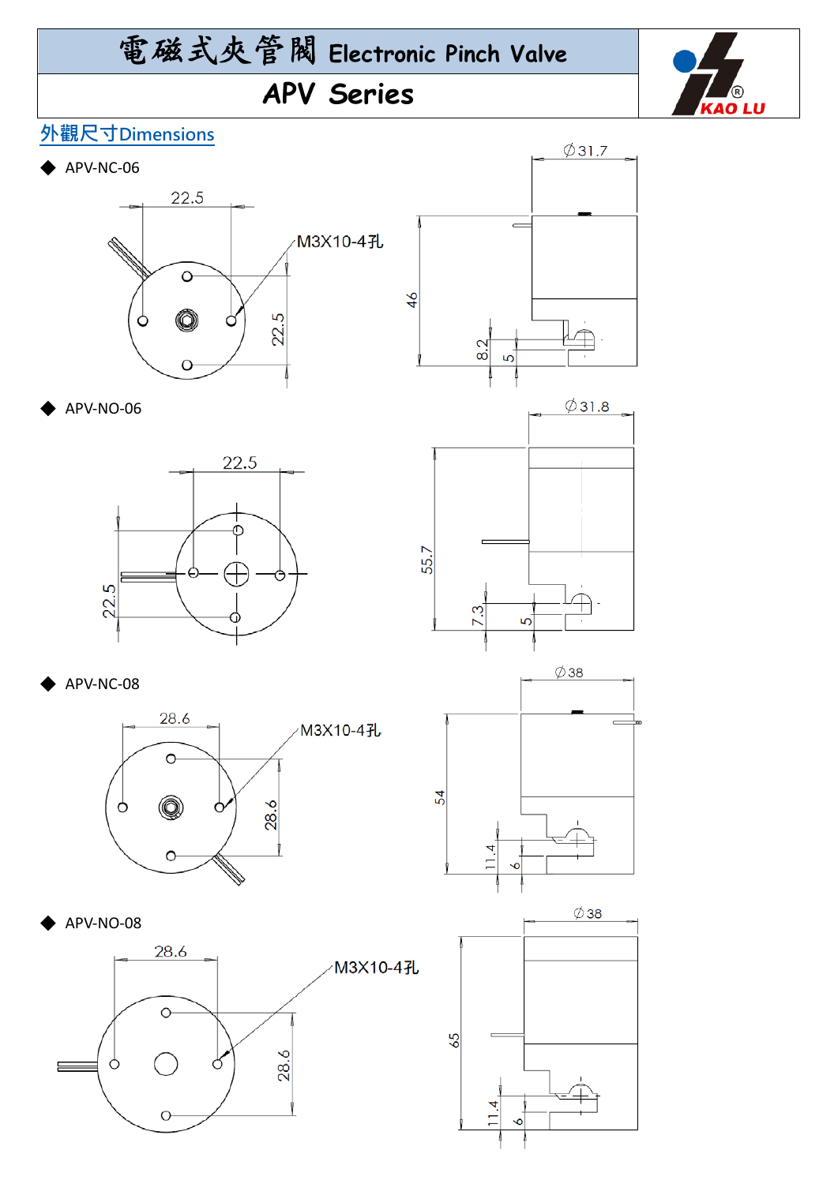# 電磁式夾管閥 Electronic Pinch Valve

## APV Series

KAO LU

## 外觀尺寸Dimensions

- APV-NC-06

22.5

M3X10-4孔

22.5

Ø31.7

46

8.2

5

- APV-NO-06

22.5

22.5

Ø31.8

55.7

7.3

5

- APV-NC-08

28.6

M3X10-4孔

28.6

Ø38

54

11.4

6

- APV-NO-08

28.6

M3X10-4孔

28.6

Ø38

65

11.4

6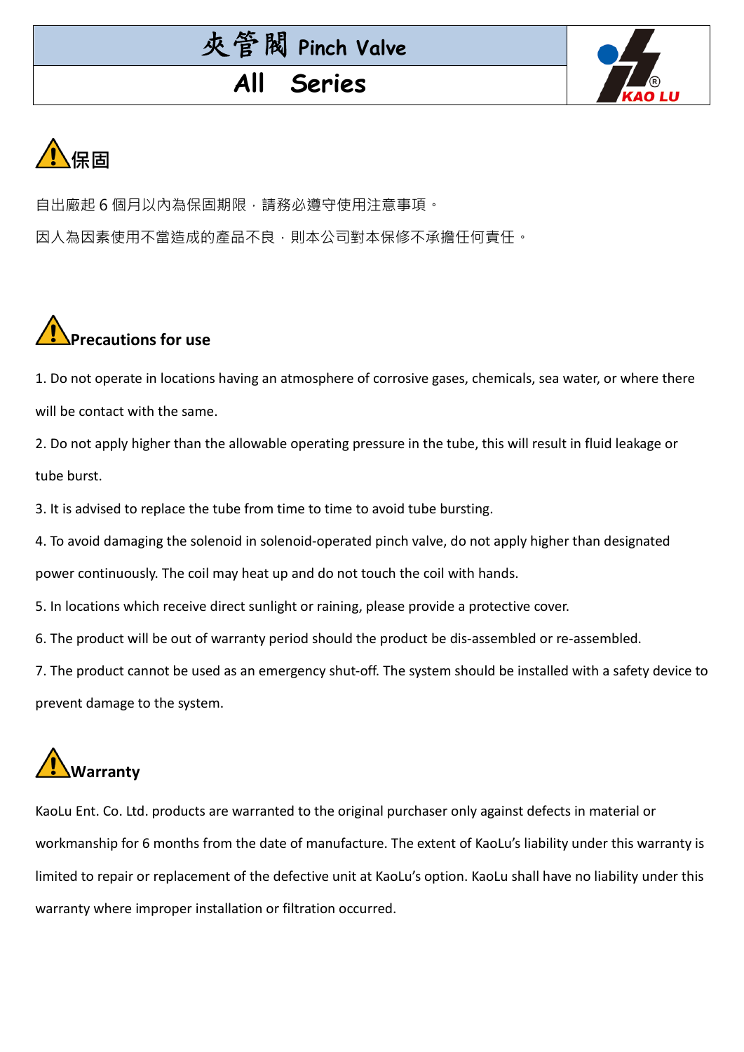# 夾管閥 Pinch Valve

## All Series

## 保固

自出廠起 6 個月以內為保固期限，請務必遵守使用注意事項。

因人為因素使用不當造成的產品不良，則本公司對本保修不承擔任何責任。

## Precautions for use

1. Do not operate in locations having an atmosphere of corrosive gases, chemicals, sea water, or where there will be contact with the same.
2. Do not apply higher than the allowable operating pressure in the tube, this will result in fluid leakage or tube burst.
3. It is advised to replace the tube from time to time to avoid tube bursting.
4. To avoid damaging the solenoid in solenoid-operated pinch valve, do not apply higher than designated power continuously. The coil may heat up and do not touch the coil with hands.
5. In locations which receive direct sunlight or raining, please provide a protective cover.
6. The product will be out of warranty period should the product be dis-assembled or re-assembled.
7. The product cannot be used as an emergency shut-off. The system should be installed with a safety device to prevent damage to the system.

## Warranty

KaoLu Ent. Co. Ltd. products are warranted to the original purchaser only against defects in material or workmanship for 6 months from the date of manufacture. The extent of KaoLu's liability under this warranty is limited to repair or replacement of the defective unit at KaoLu's option. KaoLu shall have no liability under this warranty where improper installation or filtration occurred.